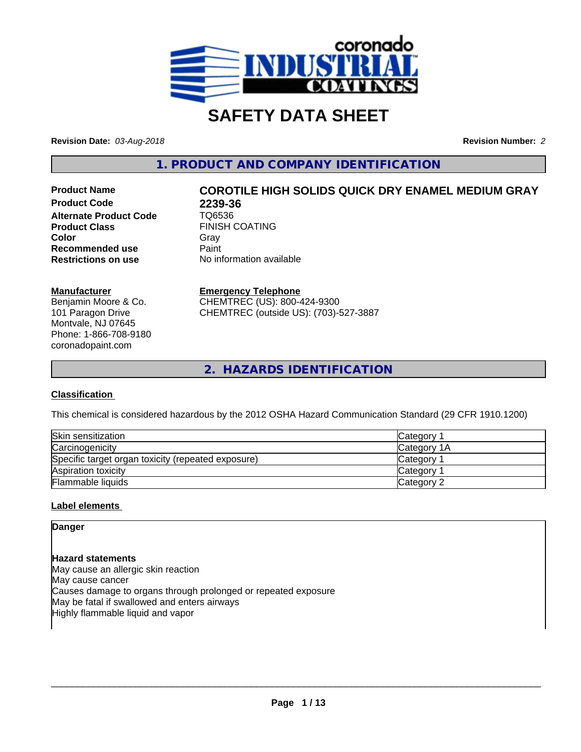# SAFETY DATA SHEET

**Revision Date:** *03-Aug-2018* **Revision Number:** *2*

## 1. PRODUCT AND COMPANY IDENTIFICATION

| | |
|---|---|
| **Product Name** | **COROTILE HIGH SOLIDS QUICK DRY ENAMEL MEDIUM GRAY** |
| **Product Code** | **2239-36** |
| **Alternate Product Code** | TQ6536 |
| **Product Class** | FINISH COATING |
| **Color** | Gray |
| **Recommended use** | Paint |
| **Restrictions on use** | No information available |

**Manufacturer**
Benjamin Moore & Co.
101 Paragon Drive
Montvale, NJ 07645
Phone: 1-866-708-9180
coronadopaint.com

**Emergency Telephone**
CHEMTREC (US): 800-424-9300
CHEMTREC (outside US): (703)-527-3887

## 2. HAZARDS IDENTIFICATION

### Classification

This chemical is considered hazardous by the 2012 OSHA Hazard Communication Standard (29 CFR 1910.1200)

| | |
|---|---|
| Skin sensitization | Category 1 |
| Carcinogenicity | Category 1A |
| Specific target organ toxicity (repeated exposure) | Category 1 |
| Aspiration toxicity | Category 1 |
| Flammable liquids | Category 2 |

### Label elements

**Danger**

**Hazard statements**
May cause an allergic skin reaction
May cause cancer
Causes damage to organs through prolonged or repeated exposure
May be fatal if swallowed and enters airways
Highly flammable liquid and vapor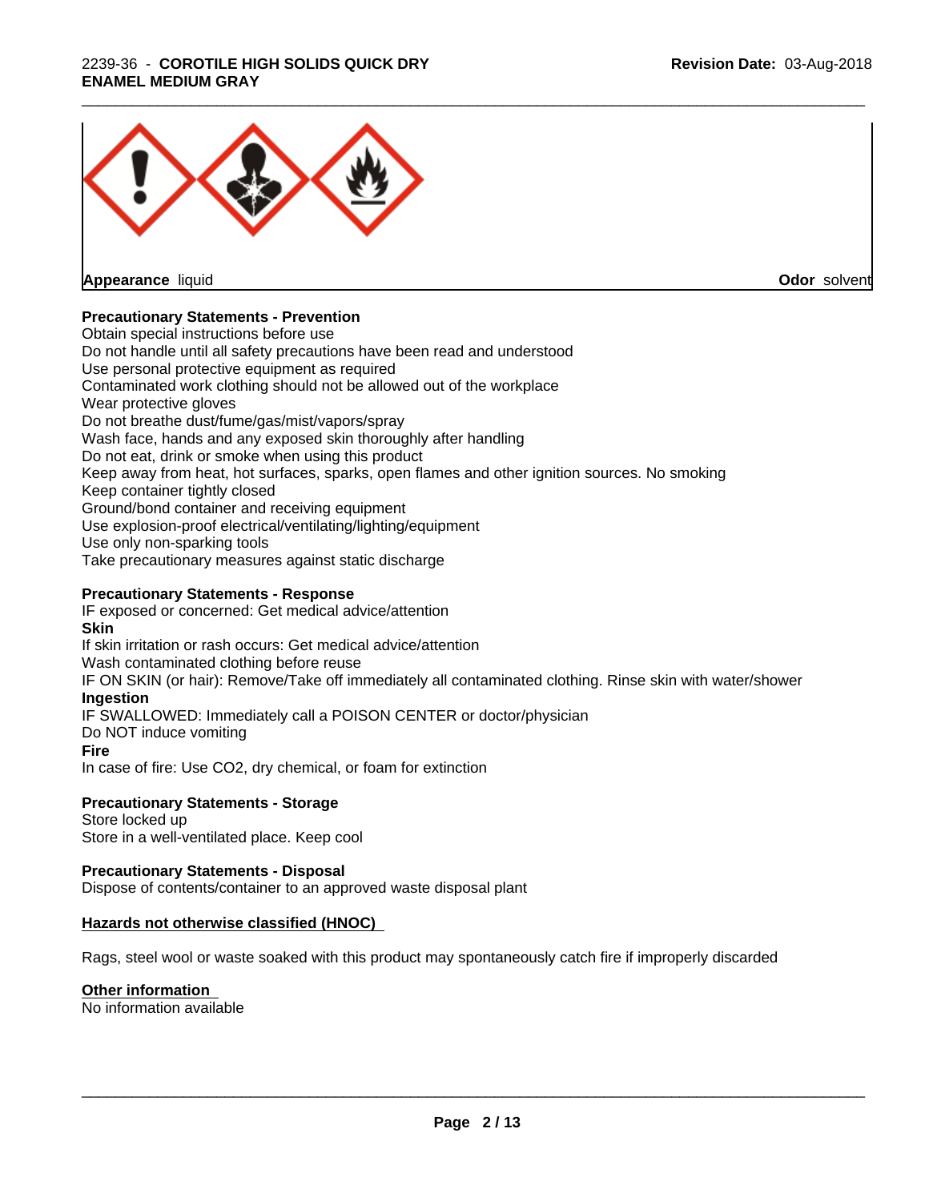**Appearance** liquid **Odor** solvent

**Precautionary Statements - Prevention**

Obtain special instructions before use
Do not handle until all safety precautions have been read and understood
Use personal protective equipment as required
Contaminated work clothing should not be allowed out of the workplace
Wear protective gloves
Do not breathe dust/fume/gas/mist/vapors/spray
Wash face, hands and any exposed skin thoroughly after handling
Do not eat, drink or smoke when using this product
Keep away from heat, hot surfaces, sparks, open flames and other ignition sources. No smoking
Keep container tightly closed
Ground/bond container and receiving equipment
Use explosion-proof electrical/ventilating/lighting/equipment
Use only non-sparking tools
Take precautionary measures against static discharge

**Precautionary Statements - Response**

IF exposed or concerned: Get medical advice/attention

**Skin**

If skin irritation or rash occurs: Get medical advice/attention
Wash contaminated clothing before reuse
IF ON SKIN (or hair): Remove/Take off immediately all contaminated clothing. Rinse skin with water/shower

**Ingestion**

IF SWALLOWED: Immediately call a POISON CENTER or doctor/physician
Do NOT induce vomiting

**Fire**

In case of fire: Use CO2, dry chemical, or foam for extinction

**Precautionary Statements - Storage**

Store locked up
Store in a well-ventilated place. Keep cool

**Precautionary Statements - Disposal**

Dispose of contents/container to an approved waste disposal plant

**Hazards not otherwise classified (HNOC)**

Rags, steel wool or waste soaked with this product may spontaneously catch fire if improperly discarded

**Other information**

No information available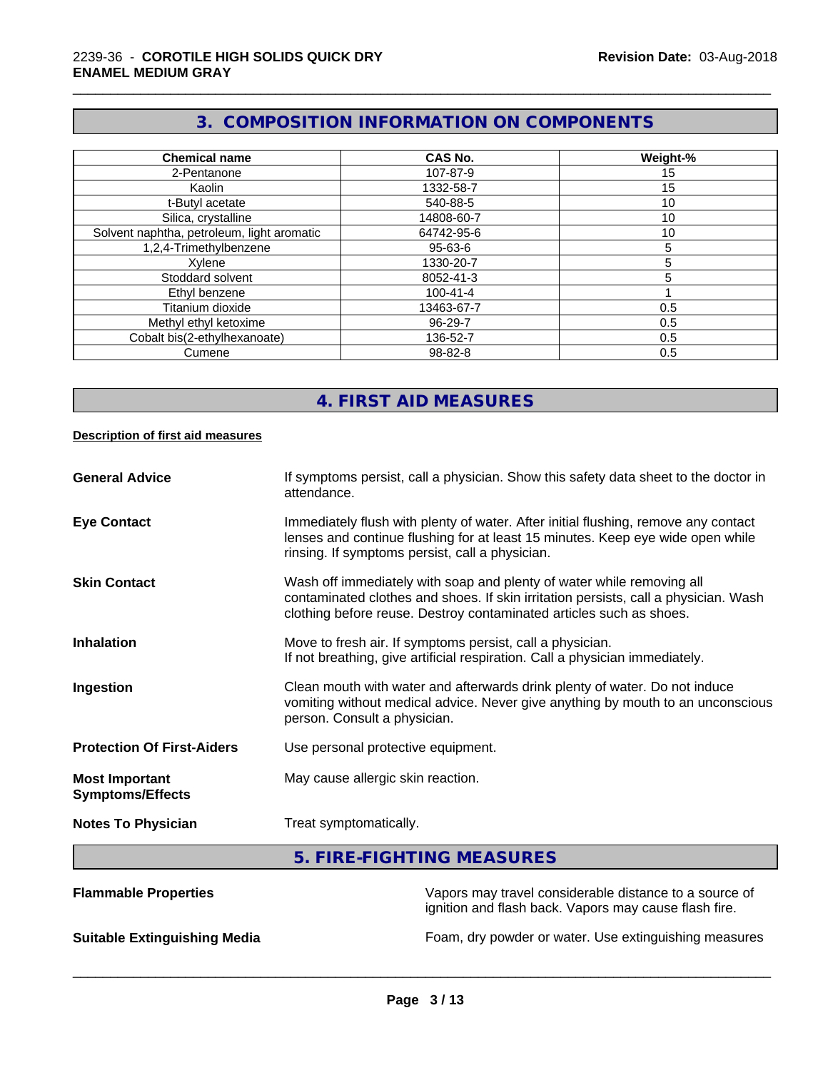## 3. COMPOSITION INFORMATION ON COMPONENTS

| Chemical name | CAS No. | Weight-% |
|---|---|---|
| 2-Pentanone | 107-87-9 | 15 |
| Kaolin | 1332-58-7 | 15 |
| t-Butyl acetate | 540-88-5 | 10 |
| Silica, crystalline | 14808-60-7 | 10 |
| Solvent naphtha, petroleum, light aromatic | 64742-95-6 | 10 |
| 1,2,4-Trimethylbenzene | 95-63-6 | 5 |
| Xylene | 1330-20-7 | 5 |
| Stoddard solvent | 8052-41-3 | 5 |
| Ethyl benzene | 100-41-4 | 1 |
| Titanium dioxide | 13463-67-7 | 0.5 |
| Methyl ethyl ketoxime | 96-29-7 | 0.5 |
| Cobalt bis(2-ethylhexanoate) | 136-52-7 | 0.5 |
| Cumene | 98-82-8 | 0.5 |

## 4. FIRST AID MEASURES

**Description of first aid measures**

**General Advice**
If symptoms persist, call a physician. Show this safety data sheet to the doctor in attendance.

**Eye Contact**
Immediately flush with plenty of water. After initial flushing, remove any contact lenses and continue flushing for at least 15 minutes. Keep eye wide open while rinsing. If symptoms persist, call a physician.

**Skin Contact**
Wash off immediately with soap and plenty of water while removing all contaminated clothes and shoes. If skin irritation persists, call a physician. Wash clothing before reuse. Destroy contaminated articles such as shoes.

**Inhalation**
Move to fresh air. If symptoms persist, call a physician.
If not breathing, give artificial respiration. Call a physician immediately.

**Ingestion**
Clean mouth with water and afterwards drink plenty of water. Do not induce vomiting without medical advice. Never give anything by mouth to an unconscious person. Consult a physician.

**Protection Of First-Aiders**
Use personal protective equipment.

**Most Important Symptoms/Effects**
May cause allergic skin reaction.

**Notes To Physician**
Treat symptomatically.

## 5. FIRE-FIGHTING MEASURES

**Flammable Properties**
Vapors may travel considerable distance to a source of ignition and flash back. Vapors may cause flash fire.

**Suitable Extinguishing Media**
Foam, dry powder or water. Use extinguishing measures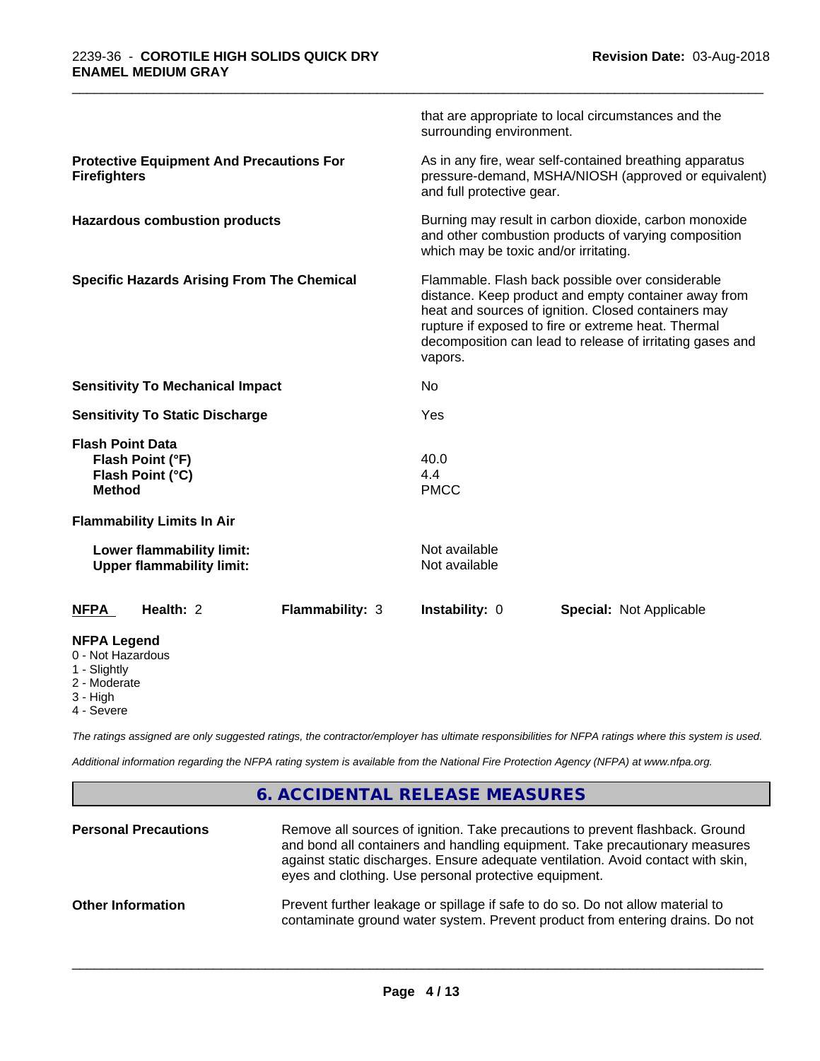| | |
|---|---|
| | that are appropriate to local circumstances and the surrounding environment. |
| **Protective Equipment And Precautions For Firefighters** | As in any fire, wear self-contained breathing apparatus pressure-demand, MSHA/NIOSH (approved or equivalent) and full protective gear. |
| **Hazardous combustion products** | Burning may result in carbon dioxide, carbon monoxide and other combustion products of varying composition which may be toxic and/or irritating. |
| **Specific Hazards Arising From The Chemical** | Flammable. Flash back possible over considerable distance. Keep product and empty container away from heat and sources of ignition. Closed containers may rupture if exposed to fire or extreme heat. Thermal decomposition can lead to release of irritating gases and vapors. |
| **Sensitivity To Mechanical Impact** | No |
| **Sensitivity To Static Discharge** | Yes |
| **Flash Point Data** | |
| **Flash Point (°F)** | 40.0 |
| **Flash Point (°C)** | 4.4 |
| **Method** | PMCC |
| **Flammability Limits In Air** | |
| **Lower flammability limit:** | Not available |
| **Upper flammability limit:** | Not available |

| NFPA | Health: 2 | Flammability: 3 | Instability: 0 | Special: Not Applicable |
|---|---|---|---|---|

**NFPA Legend**
- 0 - Not Hazardous
- 1 - Slightly
- 2 - Moderate
- 3 - High
- 4 - Severe

*The ratings assigned are only suggested ratings, the contractor/employer has ultimate responsibilities for NFPA ratings where this system is used.*

*Additional information regarding the NFPA rating system is available from the National Fire Protection Agency (NFPA) at www.nfpa.org.*

## 6. ACCIDENTAL RELEASE MEASURES

| | |
|---|---|
| **Personal Precautions** | Remove all sources of ignition. Take precautions to prevent flashback. Ground and bond all containers and handling equipment. Take precautionary measures against static discharges. Ensure adequate ventilation. Avoid contact with skin, eyes and clothing. Use personal protective equipment. |
| **Other Information** | Prevent further leakage or spillage if safe to do so. Do not allow material to contaminate ground water system. Prevent product from entering drains. Do not |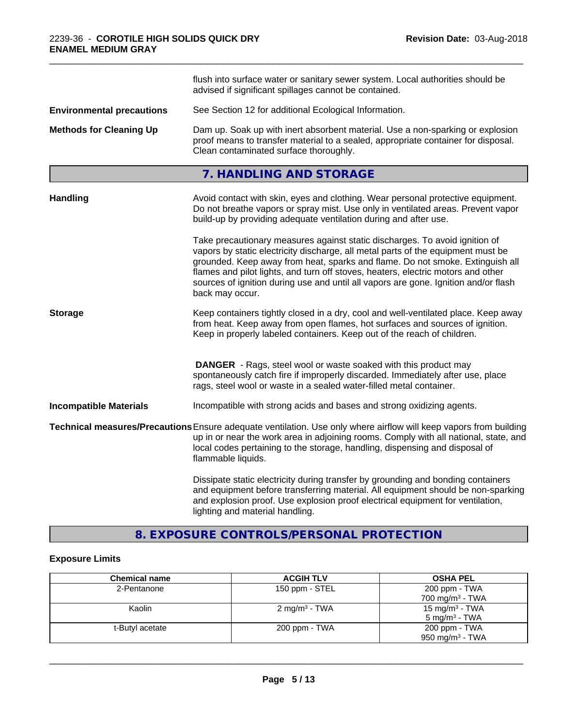flush into surface water or sanitary sewer system. Local authorities should be advised if significant spillages cannot be contained.

**Environmental precautions** See Section 12 for additional Ecological Information.

**Methods for Cleaning Up** Dam up. Soak up with inert absorbent material. Use a non-sparking or explosion proof means to transfer material to a sealed, appropriate container for disposal. Clean contaminated surface thoroughly.

## 7. HANDLING AND STORAGE

**Handling** Avoid contact with skin, eyes and clothing. Wear personal protective equipment. Do not breathe vapors or spray mist. Use only in ventilated areas. Prevent vapor build-up by providing adequate ventilation during and after use.

Take precautionary measures against static discharges. To avoid ignition of vapors by static electricity discharge, all metal parts of the equipment must be grounded. Keep away from heat, sparks and flame. Do not smoke. Extinguish all flames and pilot lights, and turn off stoves, heaters, electric motors and other sources of ignition during use and until all vapors are gone. Ignition and/or flash back may occur.

**Storage** Keep containers tightly closed in a dry, cool and well-ventilated place. Keep away from heat. Keep away from open flames, hot surfaces and sources of ignition. Keep in properly labeled containers. Keep out of the reach of children.

**DANGER** - Rags, steel wool or waste soaked with this product may spontaneously catch fire if improperly discarded. Immediately after use, place rags, steel wool or waste in a sealed water-filled metal container.

**Incompatible Materials** Incompatible with strong acids and bases and strong oxidizing agents.

**Technical measures/Precautions** Ensure adequate ventilation. Use only where airflow will keep vapors from building up in or near the work area in adjoining rooms. Comply with all national, state, and local codes pertaining to the storage, handling, dispensing and disposal of flammable liquids.

Dissipate static electricity during transfer by grounding and bonding containers and equipment before transferring material. All equipment should be non-sparking and explosion proof. Use explosion proof electrical equipment for ventilation, lighting and material handling.

## 8. EXPOSURE CONTROLS/PERSONAL PROTECTION

### Exposure Limits

| Chemical name | ACGIH TLV | OSHA PEL |
|---|---|---|
| 2-Pentanone | 150 ppm - STEL | 200 ppm - TWA<br>700 mg/m³ - TWA |
| Kaolin | 2 mg/m³ - TWA | 15 mg/m³ - TWA<br>5 mg/m³ - TWA |
| t-Butyl acetate | 200 ppm - TWA | 200 ppm - TWA<br>950 mg/m³ - TWA |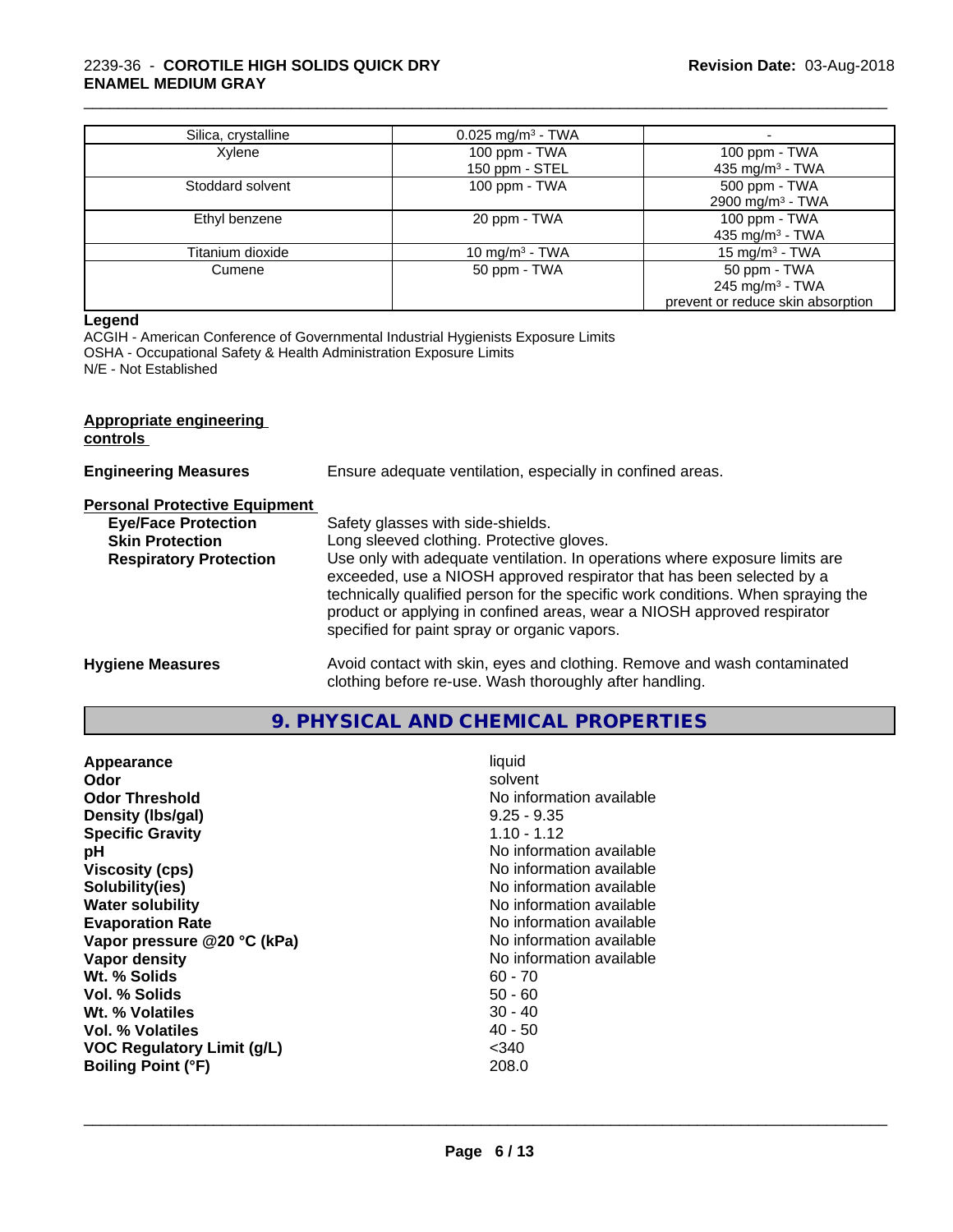| | | |
|---|---|---|
| Silica, crystalline | 0.025 mg/m³ - TWA | - |
| Xylene | 100 ppm - TWA<br>150 ppm - STEL | 100 ppm - TWA<br>435 mg/m³ - TWA |
| Stoddard solvent | 100 ppm - TWA | 500 ppm - TWA<br>2900 mg/m³ - TWA |
| Ethyl benzene | 20 ppm - TWA | 100 ppm - TWA<br>435 mg/m³ - TWA |
| Titanium dioxide | 10 mg/m³ - TWA | 15 mg/m³ - TWA |
| Cumene | 50 ppm - TWA | 50 ppm - TWA<br>245 mg/m³ - TWA<br>prevent or reduce skin absorption |

**Legend**

ACGIH - American Conference of Governmental Industrial Hygienists Exposure Limits
OSHA - Occupational Safety & Health Administration Exposure Limits
N/E - Not Established

**Appropriate engineering controls**

**Engineering Measures** Ensure adequate ventilation, especially in confined areas.

**Personal Protective Equipment**

**Eye/Face Protection** Safety glasses with side-shields.

**Skin Protection** Long sleeved clothing. Protective gloves.

**Respiratory Protection** Use only with adequate ventilation. In operations where exposure limits are exceeded, use a NIOSH approved respirator that has been selected by a technically qualified person for the specific work conditions. When spraying the product or applying in confined areas, wear a NIOSH approved respirator specified for paint spray or organic vapors.

**Hygiene Measures** Avoid contact with skin, eyes and clothing. Remove and wash contaminated clothing before re-use. Wash thoroughly after handling.

## 9. PHYSICAL AND CHEMICAL PROPERTIES

| | |
|---|---|
| **Appearance** | liquid |
| **Odor** | solvent |
| **Odor Threshold** | No information available |
| **Density (lbs/gal)** | 9.25 - 9.35 |
| **Specific Gravity** | 1.10 - 1.12 |
| **pH** | No information available |
| **Viscosity (cps)** | No information available |
| **Solubility(ies)** | No information available |
| **Water solubility** | No information available |
| **Evaporation Rate** | No information available |
| **Vapor pressure @20 °C (kPa)** | No information available |
| **Vapor density** | No information available |
| **Wt. % Solids** | 60 - 70 |
| **Vol. % Solids** | 50 - 60 |
| **Wt. % Volatiles** | 30 - 40 |
| **Vol. % Volatiles** | 40 - 50 |
| **VOC Regulatory Limit (g/L)** | <340 |
| **Boiling Point (°F)** | 208.0 |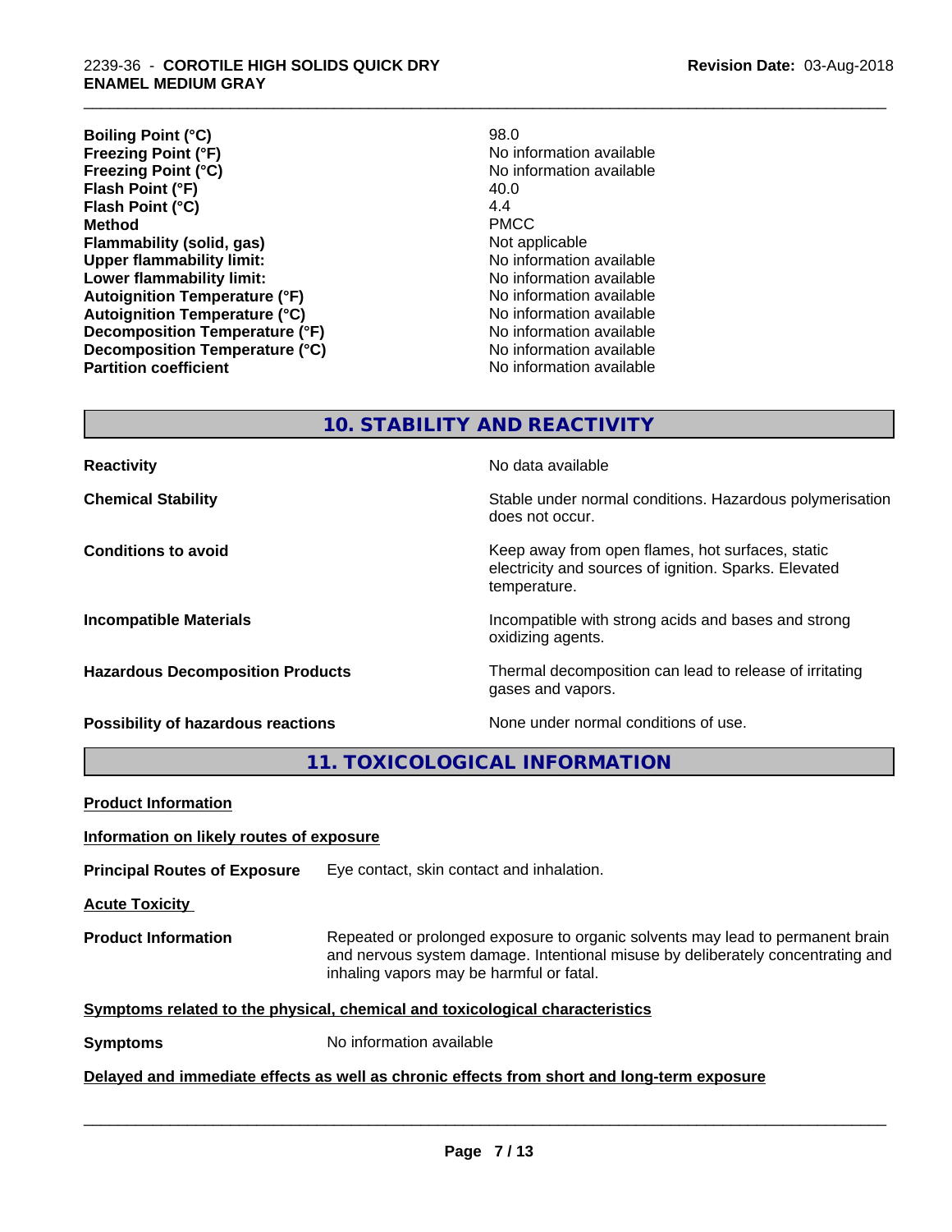| | |
|---|---|
| **Boiling Point (°C)** | 98.0 |
| **Freezing Point (°F)** | No information available |
| **Freezing Point (°C)** | No information available |
| **Flash Point (°F)** | 40.0 |
| **Flash Point (°C)** | 4.4 |
| **Method** | PMCC |
| **Flammability (solid, gas)** | Not applicable |
| **Upper flammability limit:** | No information available |
| **Lower flammability limit:** | No information available |
| **Autoignition Temperature (°F)** | No information available |
| **Autoignition Temperature (°C)** | No information available |
| **Decomposition Temperature (°F)** | No information available |
| **Decomposition Temperature (°C)** | No information available |
| **Partition coefficient** | No information available |

## 10. STABILITY AND REACTIVITY

| | |
|---|---|
| **Reactivity** | No data available |
| **Chemical Stability** | Stable under normal conditions. Hazardous polymerisation does not occur. |
| **Conditions to avoid** | Keep away from open flames, hot surfaces, static electricity and sources of ignition. Sparks. Elevated temperature. |
| **Incompatible Materials** | Incompatible with strong acids and bases and strong oxidizing agents. |
| **Hazardous Decomposition Products** | Thermal decomposition can lead to release of irritating gases and vapors. |
| **Possibility of hazardous reactions** | None under normal conditions of use. |

## 11. TOXICOLOGICAL INFORMATION

**Product Information**

**Information on likely routes of exposure**

**Principal Routes of Exposure** Eye contact, skin contact and inhalation.

**Acute Toxicity**

**Product Information** Repeated or prolonged exposure to organic solvents may lead to permanent brain and nervous system damage. Intentional misuse by deliberately concentrating and inhaling vapors may be harmful or fatal.

**Symptoms related to the physical, chemical and toxicological characteristics**

**Symptoms** No information available

**Delayed and immediate effects as well as chronic effects from short and long-term exposure**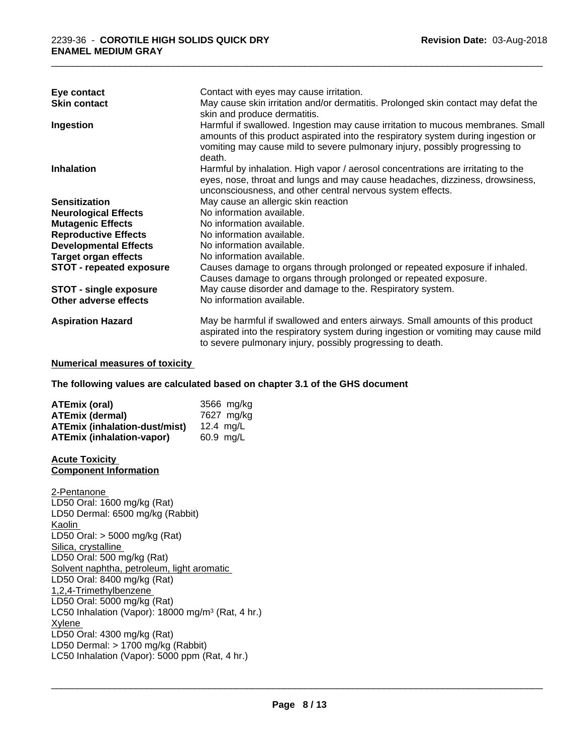| | |
|---|---|
| **Eye contact** | Contact with eyes may cause irritation. |
| **Skin contact** | May cause skin irritation and/or dermatitis. Prolonged skin contact may defat the skin and produce dermatitis. |
| **Ingestion** | Harmful if swallowed. Ingestion may cause irritation to mucous membranes. Small amounts of this product aspirated into the respiratory system during ingestion or vomiting may cause mild to severe pulmonary injury, possibly progressing to death. |
| **Inhalation** | Harmful by inhalation. High vapor / aerosol concentrations are irritating to the eyes, nose, throat and lungs and may cause headaches, dizziness, drowsiness, unconsciousness, and other central nervous system effects. |
| **Sensitization** | May cause an allergic skin reaction |
| **Neurological Effects** | No information available. |
| **Mutagenic Effects** | No information available. |
| **Reproductive Effects** | No information available. |
| **Developmental Effects** | No information available. |
| **Target organ effects** | No information available. |
| **STOT - repeated exposure** | Causes damage to organs through prolonged or repeated exposure if inhaled. Causes damage to organs through prolonged or repeated exposure. |
| **STOT - single exposure** | May cause disorder and damage to the. Respiratory system. |
| **Other adverse effects** | No information available. |
| **Aspiration Hazard** | May be harmful if swallowed and enters airways. Small amounts of this product aspirated into the respiratory system during ingestion or vomiting may cause mild to severe pulmonary injury, possibly progressing to death. |

**Numerical measures of toxicity**

**The following values are calculated based on chapter 3.1 of the GHS document**

| | |
|---|---|
| **ATEmix (oral)** | 3566 mg/kg |
| **ATEmix (dermal)** | 7627 mg/kg |
| **ATEmix (inhalation-dust/mist)** | 12.4 mg/L |
| **ATEmix (inhalation-vapor)** | 60.9 mg/L |

**Acute Toxicity**
**Component Information**

2-Pentanone
LD50 Oral: 1600 mg/kg (Rat)
LD50 Dermal: 6500 mg/kg (Rabbit)
Kaolin
LD50 Oral: > 5000 mg/kg (Rat)
Silica, crystalline
LD50 Oral: 500 mg/kg (Rat)
Solvent naphtha, petroleum, light aromatic
LD50 Oral: 8400 mg/kg (Rat)
1,2,4-Trimethylbenzene
LD50 Oral: 5000 mg/kg (Rat)
LC50 Inhalation (Vapor): 18000 mg/m$^3$ (Rat, 4 hr.)
Xylene
LD50 Oral: 4300 mg/kg (Rat)
LD50 Dermal: > 1700 mg/kg (Rabbit)
LC50 Inhalation (Vapor): 5000 ppm (Rat, 4 hr.)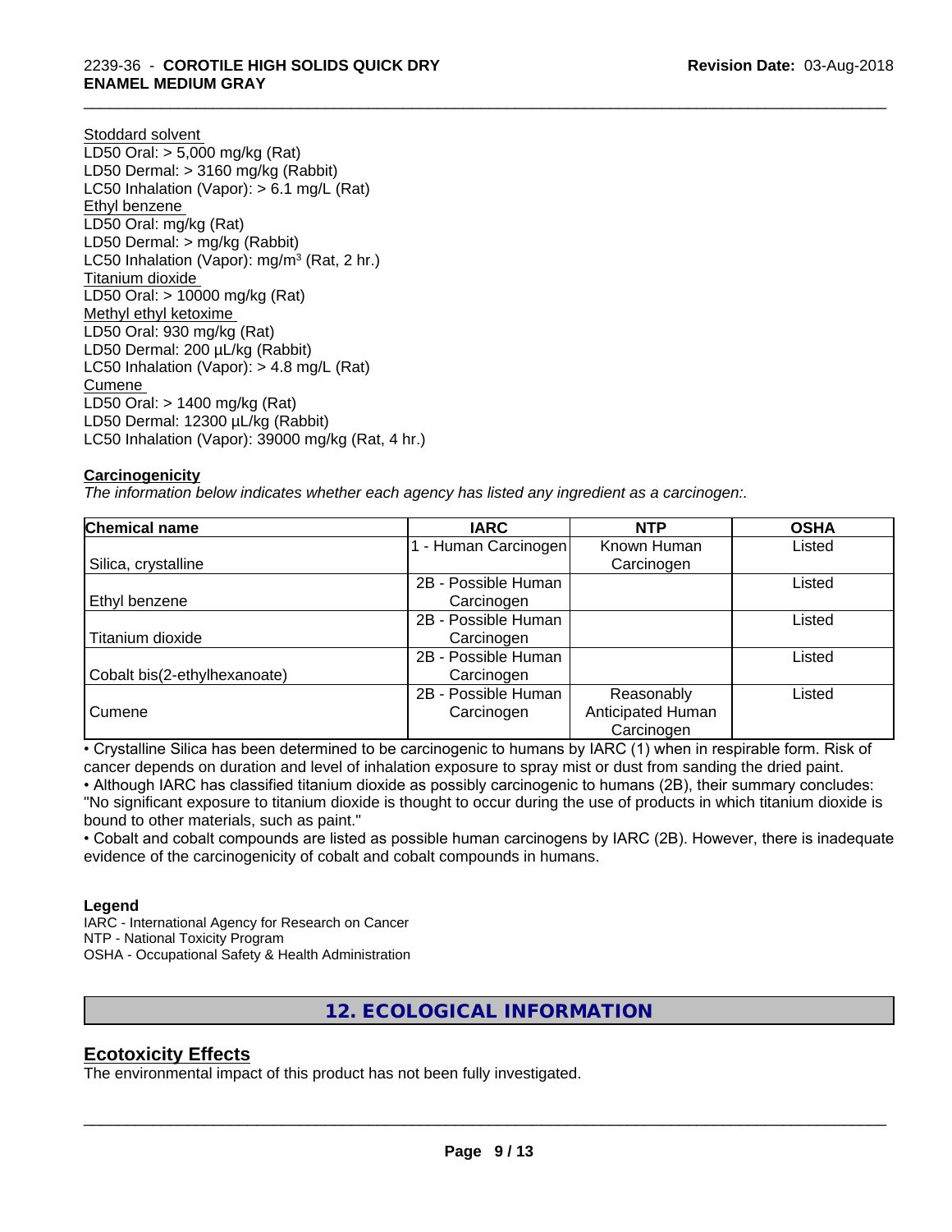Stoddard solvent
LD50 Oral: > 5,000 mg/kg (Rat)
LD50 Dermal: > 3160 mg/kg (Rabbit)
LC50 Inhalation (Vapor): > 6.1 mg/L (Rat)
Ethyl benzene
LD50 Oral: mg/kg (Rat)
LD50 Dermal: > mg/kg (Rabbit)
LC50 Inhalation (Vapor): mg/m$^3$ (Rat, 2 hr.)
Titanium dioxide
LD50 Oral: > 10000 mg/kg (Rat)
Methyl ethyl ketoxime
LD50 Oral: 930 mg/kg (Rat)
LD50 Dermal: 200 µL/kg (Rabbit)
LC50 Inhalation (Vapor): > 4.8 mg/L (Rat)
Cumene
LD50 Oral: > 1400 mg/kg (Rat)
LD50 Dermal: 12300 µL/kg (Rabbit)
LC50 Inhalation (Vapor): 39000 mg/kg (Rat, 4 hr.)

**Carcinogenicity**

*The information below indicates whether each agency has listed any ingredient as a carcinogen:.*

| Chemical name | IARC | NTP | OSHA |
|---|---|---|---|
| Silica, crystalline | 1 - Human Carcinogen | Known Human Carcinogen | Listed |
| Ethyl benzene | 2B - Possible Human Carcinogen | | Listed |
| Titanium dioxide | 2B - Possible Human Carcinogen | | Listed |
| Cobalt bis(2-ethylhexanoate) | 2B - Possible Human Carcinogen | | Listed |
| Cumene | 2B - Possible Human Carcinogen | Reasonably Anticipated Human Carcinogen | Listed |

• Crystalline Silica has been determined to be carcinogenic to humans by IARC (1) when in respirable form. Risk of cancer depends on duration and level of inhalation exposure to spray mist or dust from sanding the dried paint.
• Although IARC has classified titanium dioxide as possibly carcinogenic to humans (2B), their summary concludes: "No significant exposure to titanium dioxide is thought to occur during the use of products in which titanium dioxide is bound to other materials, such as paint."
• Cobalt and cobalt compounds are listed as possible human carcinogens by IARC (2B). However, there is inadequate evidence of the carcinogenicity of cobalt and cobalt compounds in humans.

**Legend**
IARC - International Agency for Research on Cancer
NTP - National Toxicity Program
OSHA - Occupational Safety & Health Administration

## 12. ECOLOGICAL INFORMATION

### Ecotoxicity Effects

The environmental impact of this product has not been fully investigated.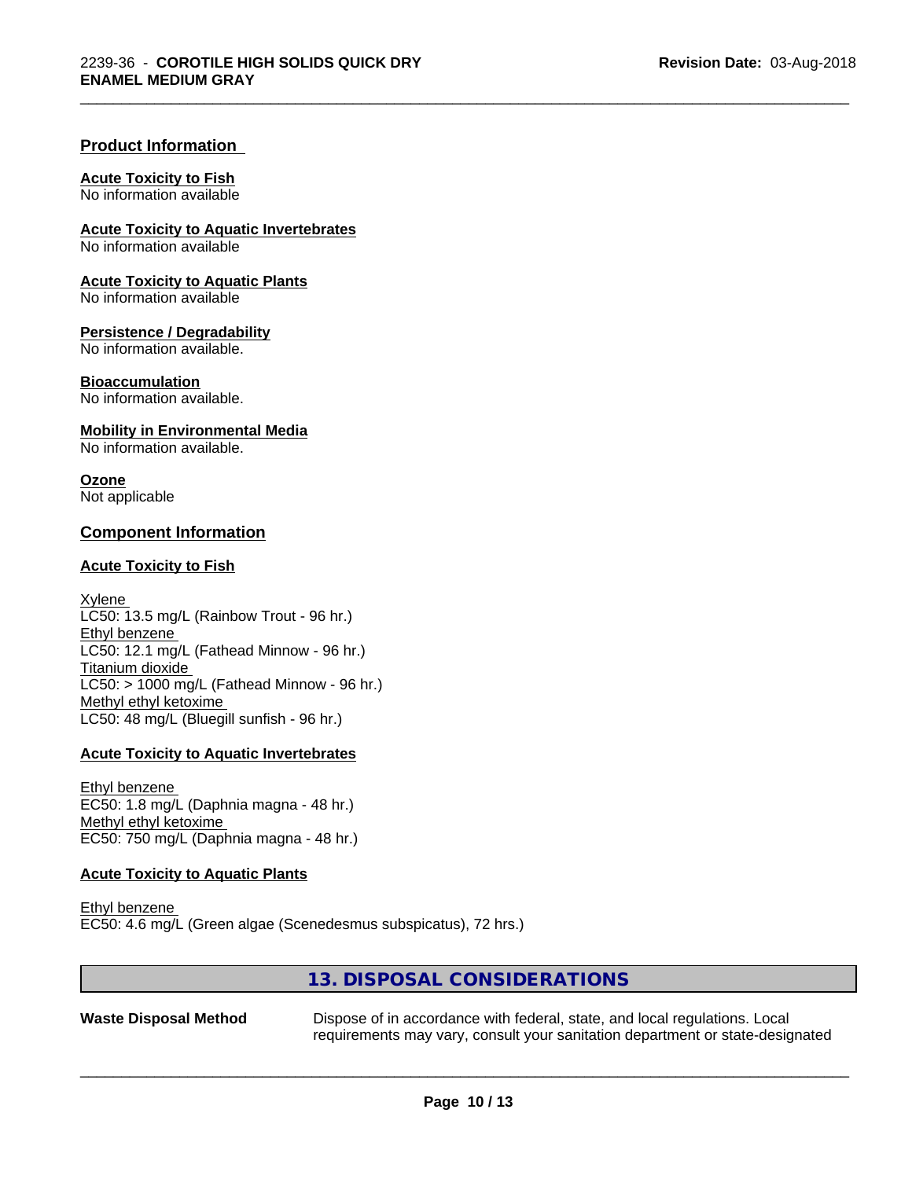## Product Information

**Acute Toxicity to Fish**
No information available

**Acute Toxicity to Aquatic Invertebrates**
No information available

**Acute Toxicity to Aquatic Plants**
No information available

**Persistence / Degradability**
No information available.

**Bioaccumulation**
No information available.

**Mobility in Environmental Media**
No information available.

**Ozone**
Not applicable

## Component Information

**Acute Toxicity to Fish**

Xylene
LC50: 13.5 mg/L (Rainbow Trout - 96 hr.)
Ethyl benzene
LC50: 12.1 mg/L (Fathead Minnow - 96 hr.)
Titanium dioxide
LC50: > 1000 mg/L (Fathead Minnow - 96 hr.)
Methyl ethyl ketoxime
LC50: 48 mg/L (Bluegill sunfish - 96 hr.)

**Acute Toxicity to Aquatic Invertebrates**

Ethyl benzene
EC50: 1.8 mg/L (Daphnia magna - 48 hr.)
Methyl ethyl ketoxime
EC50: 750 mg/L (Daphnia magna - 48 hr.)

**Acute Toxicity to Aquatic Plants**

Ethyl benzene
EC50: 4.6 mg/L (Green algae (Scenedesmus subspicatus), 72 hrs.)

## 13. DISPOSAL CONSIDERATIONS

**Waste Disposal Method** Dispose of in accordance with federal, state, and local regulations. Local requirements may vary, consult your sanitation department or state-designated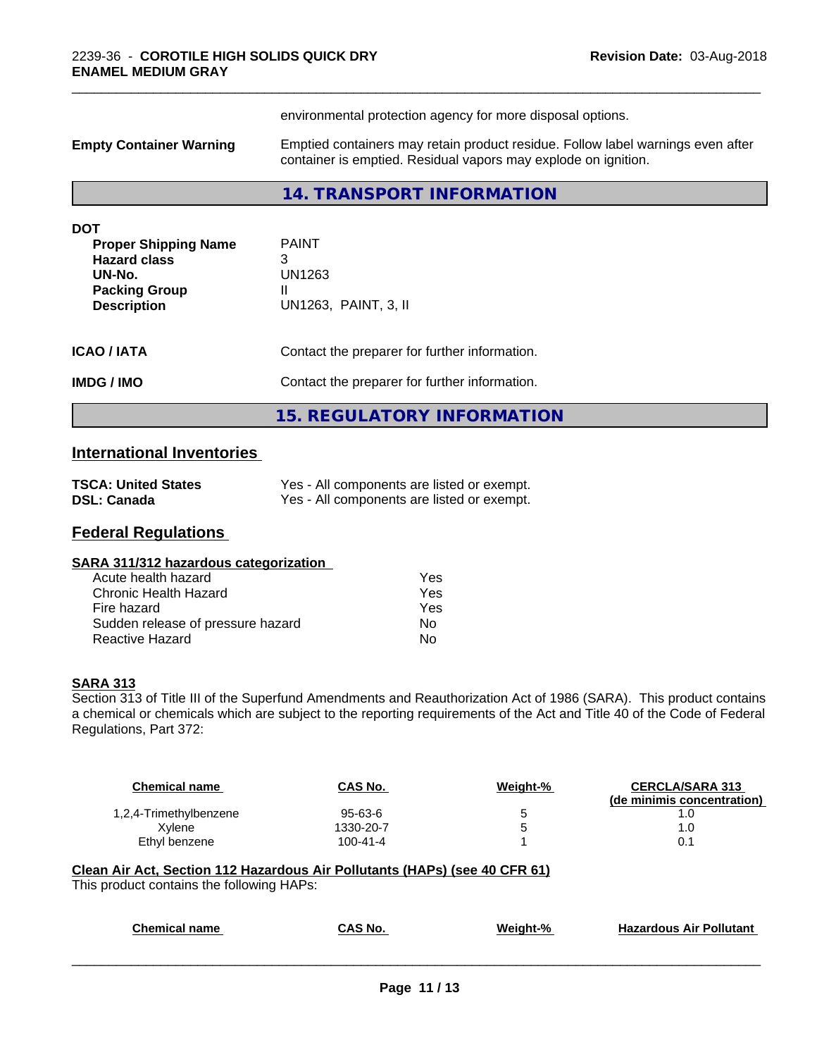environmental protection agency for more disposal options.

**Empty Container Warning** Emptied containers may retain product residue. Follow label warnings even after container is emptied. Residual vapors may explode on ignition.

## 14. TRANSPORT INFORMATION

**DOT**

| | |
|---|---|
| **Proper Shipping Name** | PAINT |
| **Hazard class** | 3 |
| **UN-No.** | UN1263 |
| **Packing Group** | II |
| **Description** | UN1263, PAINT, 3, II |

**ICAO / IATA** Contact the preparer for further information.

**IMDG / IMO** Contact the preparer for further information.

## 15. REGULATORY INFORMATION

### International Inventories

| | |
|---|---|
| **TSCA: United States** | Yes - All components are listed or exempt. |
| **DSL: Canada** | Yes - All components are listed or exempt. |

### Federal Regulations

**SARA 311/312 hazardous categorization**

| | |
|---|---|
| Acute health hazard | Yes |
| Chronic Health Hazard | Yes |
| Fire hazard | Yes |
| Sudden release of pressure hazard | No |
| Reactive Hazard | No |

**SARA 313**

Section 313 of Title III of the Superfund Amendments and Reauthorization Act of 1986 (SARA). This product contains a chemical or chemicals which are subject to the reporting requirements of the Act and Title 40 of the Code of Federal Regulations, Part 372:

| Chemical name | CAS No. | Weight-% | CERCLA/SARA 313 (de minimis concentration) |
|---|---|---|---|
| 1,2,4-Trimethylbenzene | 95-63-6 | 5 | 1.0 |
| Xylene | 1330-20-7 | 5 | 1.0 |
| Ethyl benzene | 100-41-4 | 1 | 0.1 |

**Clean Air Act, Section 112 Hazardous Air Pollutants (HAPs) (see 40 CFR 61)**

This product contains the following HAPs:

| Chemical name | CAS No. | Weight-% | Hazardous Air Pollutant |
|---|---|---|---|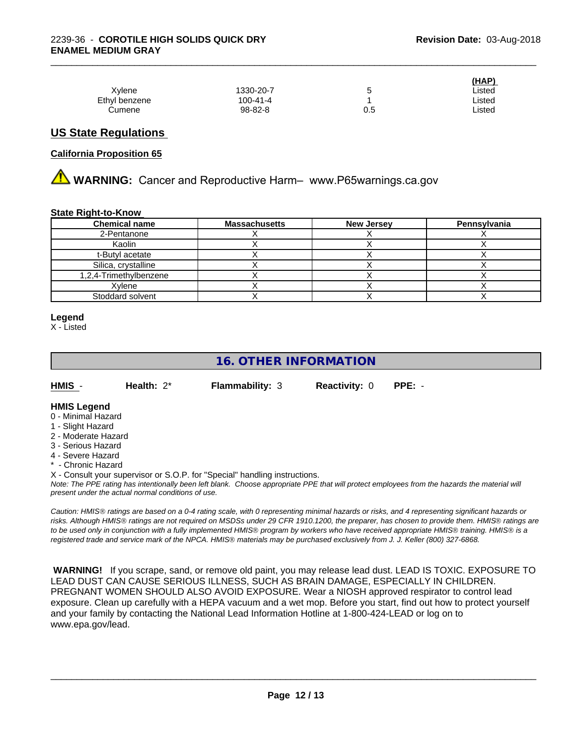| | | | (HAP) |
|---|---|---|---|
| Xylene | 1330-20-7 | 5 | Listed |
| Ethyl benzene | 100-41-4 | 1 | Listed |
| Cumene | 98-82-8 | 0.5 | Listed |

## US State Regulations

### California Proposition 65

⚠ **WARNING:** Cancer and Reproductive Harm– www.P65warnings.ca.gov

### State Right-to-Know

| Chemical name | Massachusetts | New Jersey | Pennsylvania |
|---|---|---|---|
| 2-Pentanone | X | X | X |
| Kaolin | X | X | X |
| t-Butyl acetate | X | X | X |
| Silica, crystalline | X | X | X |
| 1,2,4-Trimethylbenzene | X | X | X |
| Xylene | X | X | X |
| Stoddard solvent | X | X | X |

**Legend**
X - Listed

## 16. OTHER INFORMATION

**HMIS** - **Health:** 2* **Flammability:** 3 **Reactivity:** 0 **PPE:** -

**HMIS Legend**
0 - Minimal Hazard
1 - Slight Hazard
2 - Moderate Hazard
3 - Serious Hazard
4 - Severe Hazard
* - Chronic Hazard
X - Consult your supervisor or S.O.P. for "Special" handling instructions.

*Note: The PPE rating has intentionally been left blank. Choose appropriate PPE that will protect employees from the hazards the material will present under the actual normal conditions of use.*

*Caution: HMIS® ratings are based on a 0-4 rating scale, with 0 representing minimal hazards or risks, and 4 representing significant hazards or risks. Although HMIS® ratings are not required on MSDSs under 29 CFR 1910.1200, the preparer, has chosen to provide them. HMIS® ratings are to be used only in conjunction with a fully implemented HMIS® program by workers who have received appropriate HMIS® training. HMIS® is a registered trade and service mark of the NPCA. HMIS® materials may be purchased exclusively from J. J. Keller (800) 327-6868.*

**WARNING!** If you scrape, sand, or remove old paint, you may release lead dust. LEAD IS TOXIC. EXPOSURE TO LEAD DUST CAN CAUSE SERIOUS ILLNESS, SUCH AS BRAIN DAMAGE, ESPECIALLY IN CHILDREN. PREGNANT WOMEN SHOULD ALSO AVOID EXPOSURE. Wear a NIOSH approved respirator to control lead exposure. Clean up carefully with a HEPA vacuum and a wet mop. Before you start, find out how to protect yourself and your family by contacting the National Lead Information Hotline at 1-800-424-LEAD or log on to www.epa.gov/lead.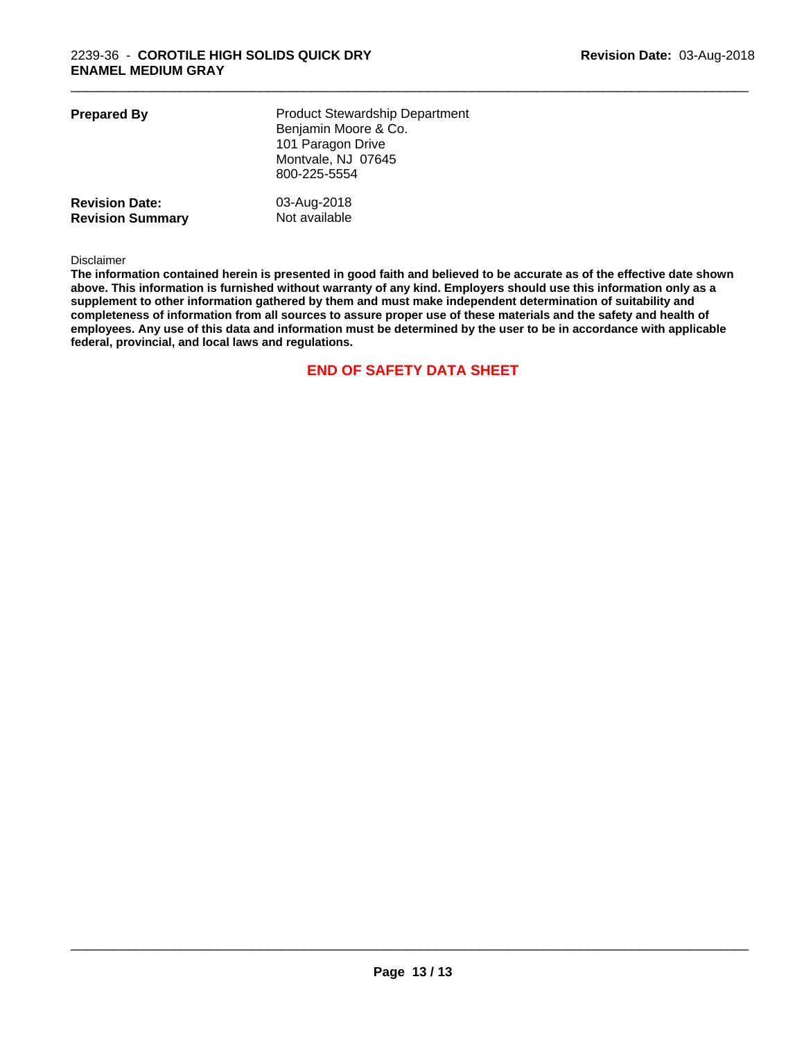| | |
|---|---|
| **Prepared By** | Product Stewardship Department<br>Benjamin Moore & Co.<br>101 Paragon Drive<br>Montvale, NJ 07645<br>800-225-5554 |
| **Revision Date:** | 03-Aug-2018 |
| **Revision Summary** | Not available |

Disclaimer

**The information contained herein is presented in good faith and believed to be accurate as of the effective date shown above. This information is furnished without warranty of any kind. Employers should use this information only as a supplement to other information gathered by them and must make independent determination of suitability and completeness of information from all sources to assure proper use of these materials and the safety and health of employees. Any use of this data and information must be determined by the user to be in accordance with applicable federal, provincial, and local laws and regulations.**

**END OF SAFETY DATA SHEET**